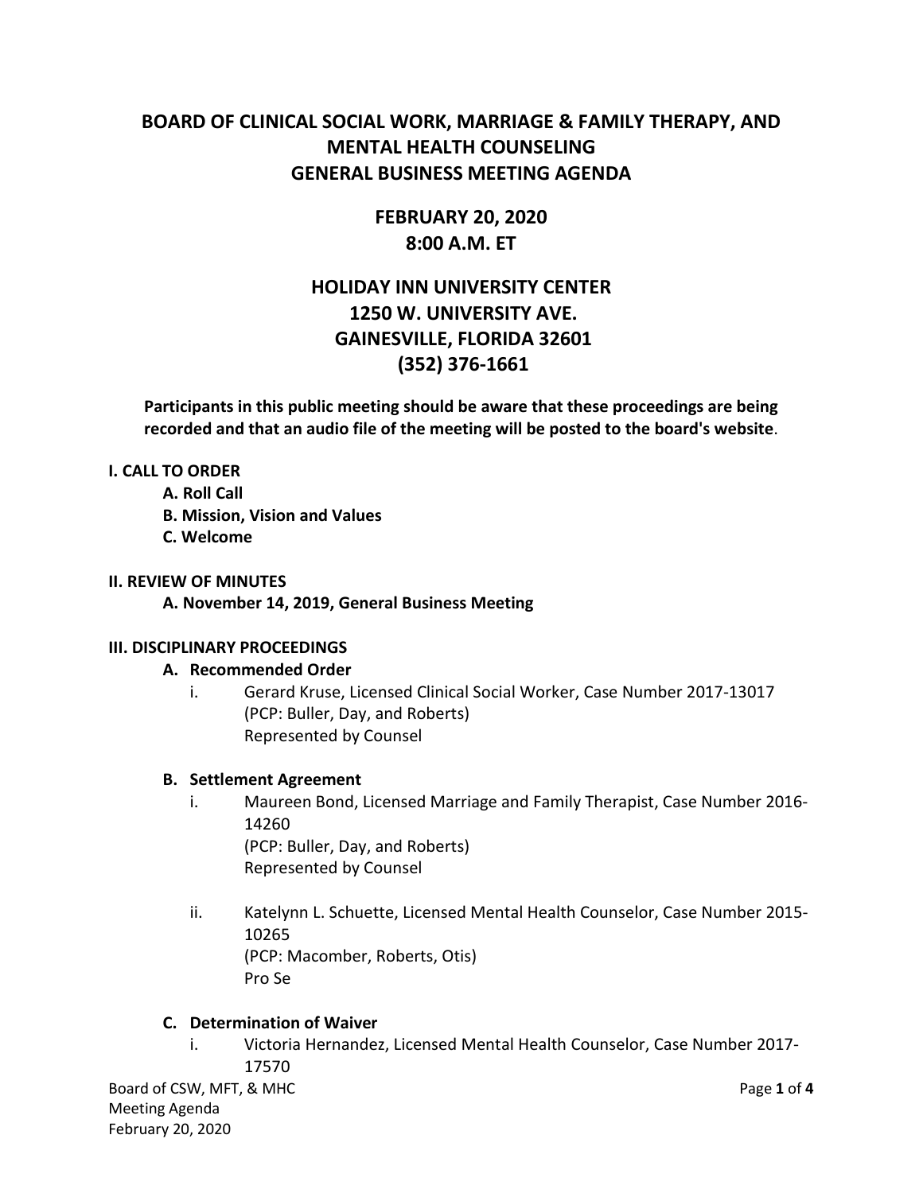# BOARD OF CLINICAL SOCIAL WORK, MARRIAGE & FAMILY THERAPY, AND MENTAL HEALTH COUNSELING
# GENERAL BUSINESS MEETING AGENDA

## FEBRUARY 20, 2020
## 8:00 A.M. ET

## HOLIDAY INN UNIVERSITY CENTER
## 1250 W. UNIVERSITY AVE.
## GAINESVILLE, FLORIDA 32601
## (352) 376-1661

**Participants in this public meeting should be aware that these proceedings are being recorded and that an audio file of the meeting will be posted to the board's website**.

**I. CALL TO ORDER**

- **A. Roll Call**
- **B. Mission, Vision and Values**
- **C. Welcome**

**II. REVIEW OF MINUTES**

- **A. November 14, 2019, General Business Meeting**

**III. DISCIPLINARY PROCEEDINGS**

**A. Recommended Order**

i. Gerard Kruse, Licensed Clinical Social Worker, Case Number 2017-13017
(PCP: Buller, Day, and Roberts)
Represented by Counsel

**B. Settlement Agreement**

i. Maureen Bond, Licensed Marriage and Family Therapist, Case Number 2016-14260
(PCP: Buller, Day, and Roberts)
Represented by Counsel

ii. Katelynn L. Schuette, Licensed Mental Health Counselor, Case Number 2015-10265
(PCP: Macomber, Roberts, Otis)
Pro Se

**C. Determination of Waiver**

i. Victoria Hernandez, Licensed Mental Health Counselor, Case Number 2017-17570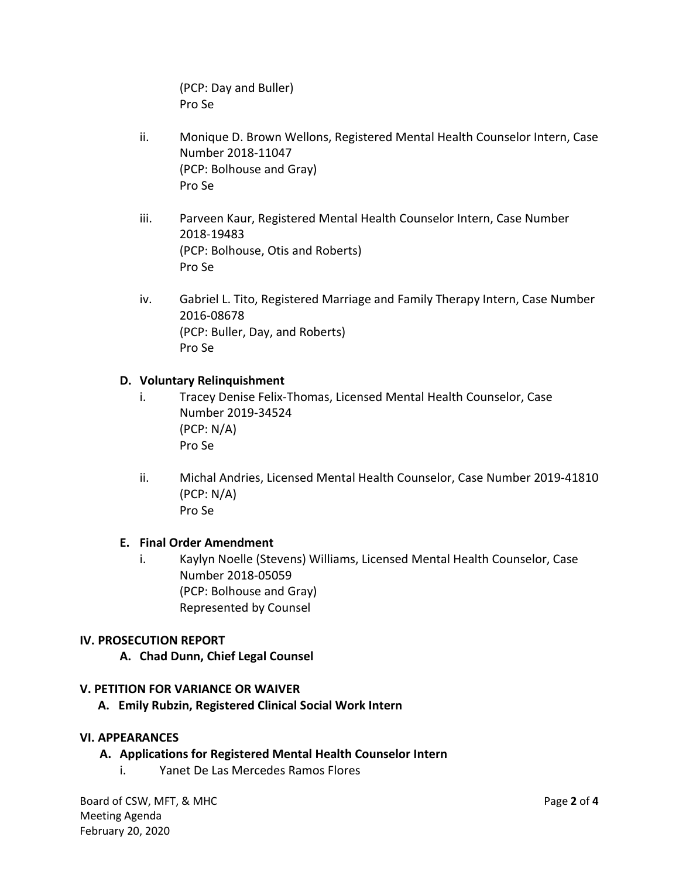(PCP: Day and Buller)
Pro Se

ii. Monique D. Brown Wellons, Registered Mental Health Counselor Intern, Case Number 2018-11047
(PCP: Bolhouse and Gray)
Pro Se

iii. Parveen Kaur, Registered Mental Health Counselor Intern, Case Number 2018-19483
(PCP: Bolhouse, Otis and Roberts)
Pro Se

iv. Gabriel L. Tito, Registered Marriage and Family Therapy Intern, Case Number 2016-08678
(PCP: Buller, Day, and Roberts)
Pro Se

**D. Voluntary Relinquishment**

i. Tracey Denise Felix-Thomas, Licensed Mental Health Counselor, Case Number 2019-34524
(PCP: N/A)
Pro Se

ii. Michal Andries, Licensed Mental Health Counselor, Case Number 2019-41810
(PCP: N/A)
Pro Se

**E. Final Order Amendment**

i. Kaylyn Noelle (Stevens) Williams, Licensed Mental Health Counselor, Case Number 2018-05059
(PCP: Bolhouse and Gray)
Represented by Counsel

**IV. PROSECUTION REPORT**

**A. Chad Dunn, Chief Legal Counsel**

**V. PETITION FOR VARIANCE OR WAIVER**

**A. Emily Rubzin, Registered Clinical Social Work Intern**

**VI. APPEARANCES**

**A. Applications for Registered Mental Health Counselor Intern**

i. Yanet De Las Mercedes Ramos Flores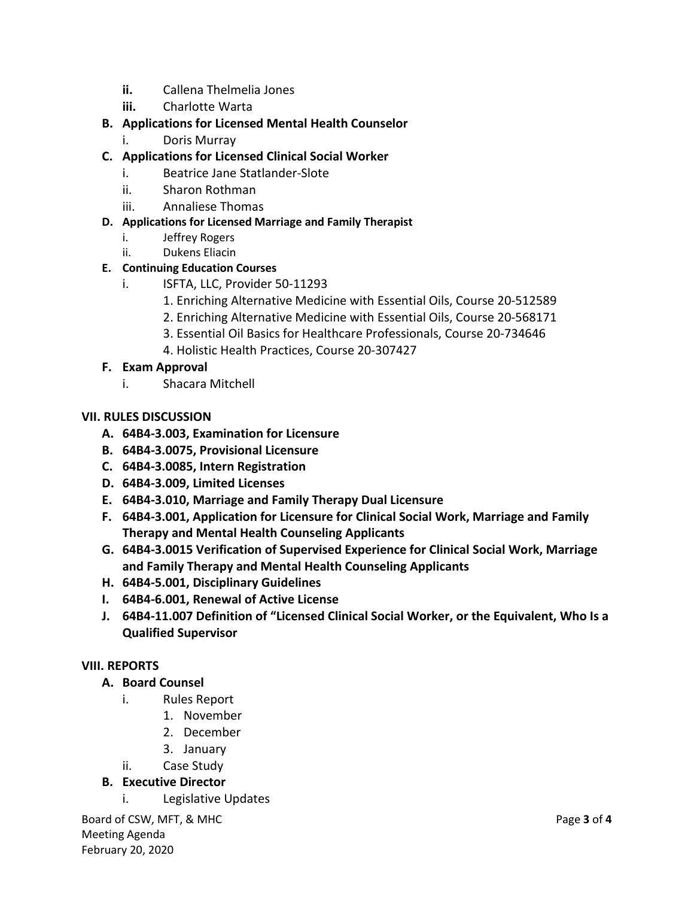- **ii.** Callena Thelmelia Jones
- **iii.** Charlotte Warta

**B. Applications for Licensed Mental Health Counselor**

- i. Doris Murray

**C. Applications for Licensed Clinical Social Worker**

- i. Beatrice Jane Statlander-Slote
- ii. Sharon Rothman
- iii. Annaliese Thomas

**D. Applications for Licensed Marriage and Family Therapist**

- i. Jeffrey Rogers
- ii. Dukens Eliacin

**E. Continuing Education Courses**

- i. ISFTA, LLC, Provider 50-11293
  1. Enriching Alternative Medicine with Essential Oils, Course 20-512589
  2. Enriching Alternative Medicine with Essential Oils, Course 20-568171
  3. Essential Oil Basics for Healthcare Professionals, Course 20-734646
  4. Holistic Health Practices, Course 20-307427

**F. Exam Approval**

- i. Shacara Mitchell

## VII. RULES DISCUSSION

**A. 64B4-3.003, Examination for Licensure**

**B. 64B4-3.0075, Provisional Licensure**

**C. 64B4-3.0085, Intern Registration**

**D. 64B4-3.009, Limited Licenses**

**E. 64B4-3.010, Marriage and Family Therapy Dual Licensure**

**F. 64B4-3.001, Application for Licensure for Clinical Social Work, Marriage and Family Therapy and Mental Health Counseling Applicants**

**G. 64B4-3.0015 Verification of Supervised Experience for Clinical Social Work, Marriage and Family Therapy and Mental Health Counseling Applicants**

**H. 64B4-5.001, Disciplinary Guidelines**

**I. 64B4-6.001, Renewal of Active License**

**J. 64B4-11.007 Definition of "Licensed Clinical Social Worker, or the Equivalent, Who Is a Qualified Supervisor**

## VIII. REPORTS

**A. Board Counsel**

- i. Rules Report
  1. November
  2. December
  3. January
- ii. Case Study

**B. Executive Director**

- i. Legislative Updates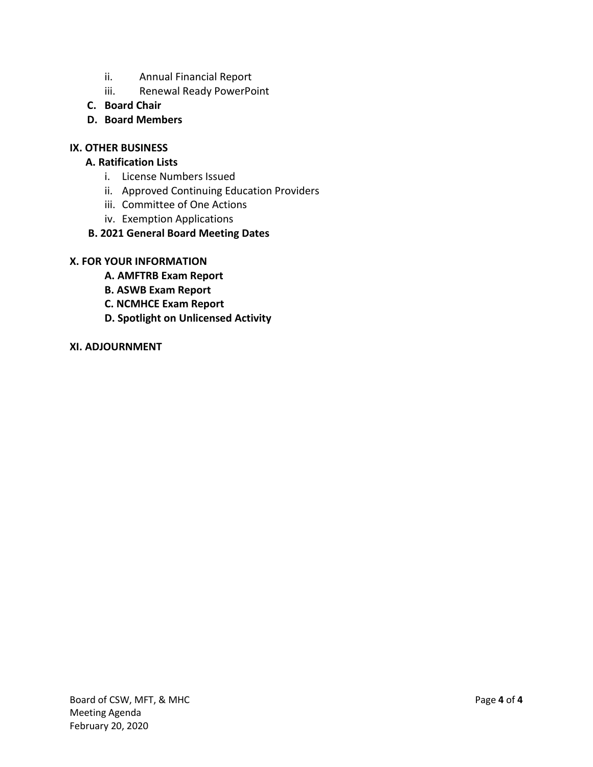ii. Annual Financial Report

iii. Renewal Ready PowerPoint

**C. Board Chair**

**D. Board Members**

**IX. OTHER BUSINESS**

**A. Ratification Lists**

i. License Numbers Issued

ii. Approved Continuing Education Providers

iii. Committee of One Actions

iv. Exemption Applications

**B. 2021 General Board Meeting Dates**

**X. FOR YOUR INFORMATION**

**A. AMFTRB Exam Report**

**B. ASWB Exam Report**

**C. NCMHCE Exam Report**

**D. Spotlight on Unlicensed Activity**

**XI. ADJOURNMENT**